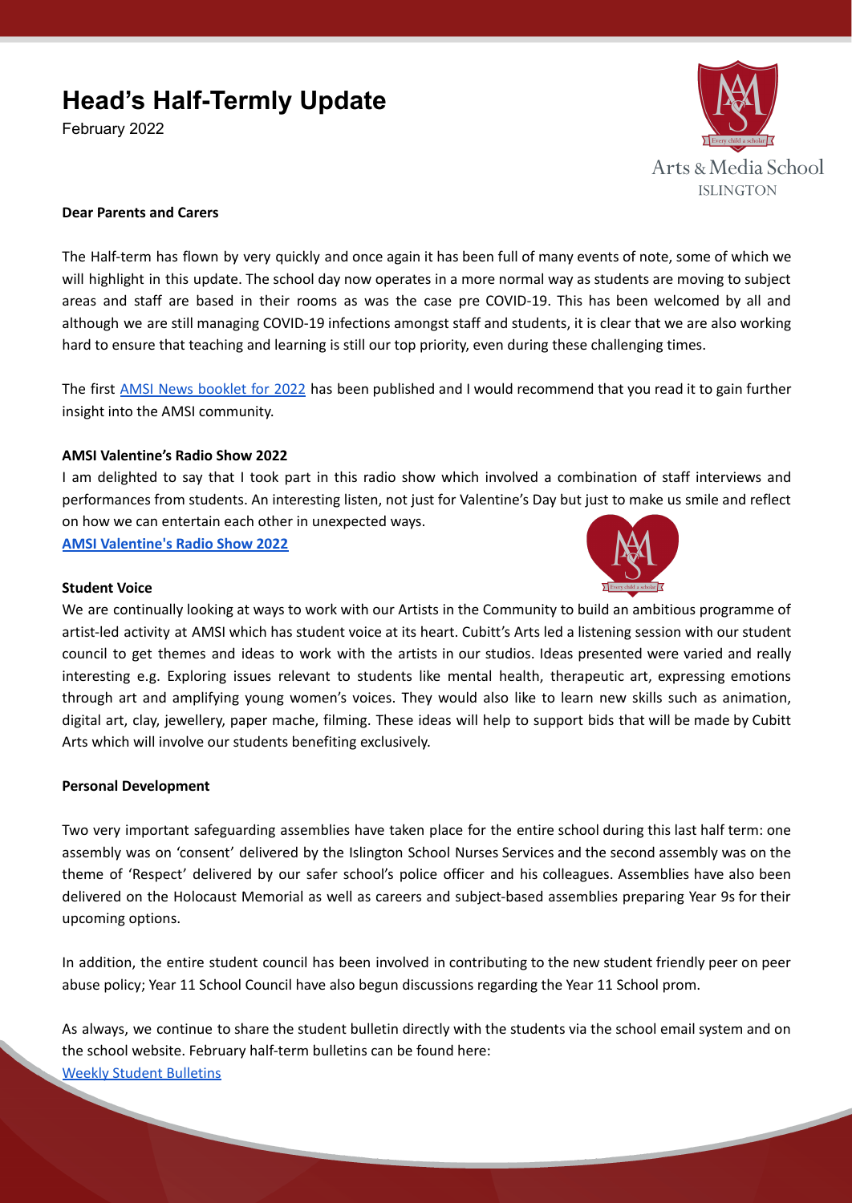# Head's Half-Termly Update

February 2022

Arts & Media School ISLINGTON

**Dear Parents and Carers**

The Half-term has flown by very quickly and once again it has been full of many events of note, some of which we will highlight in this update. The school day now operates in a more normal way as students are moving to subject areas and staff are based in their rooms as was the case pre COVID-19. This has been welcomed by all and although we are still managing COVID-19 infections amongst staff and students, it is clear that we are also working hard to ensure that teaching and learning is still our top priority, even during these challenging times.

The first AMSI News booklet for 2022 has been published and I would recommend that you read it to gain further insight into the AMSI community.

**AMSI Valentine's Radio Show 2022**

I am delighted to say that I took part in this radio show which involved a combination of staff interviews and performances from students. An interesting listen, not just for Valentine's Day but just to make us smile and reflect on how we can entertain each other in unexpected ways.

**AMSI Valentine's Radio Show 2022**

**Student Voice**

We are continually looking at ways to work with our Artists in the Community to build an ambitious programme of artist-led activity at AMSI which has student voice at its heart. Cubitt's Arts led a listening session with our student council to get themes and ideas to work with the artists in our studios. Ideas presented were varied and really interesting e.g. Exploring issues relevant to students like mental health, therapeutic art, expressing emotions through art and amplifying young women's voices. They would also like to learn new skills such as animation, digital art, clay, jewellery, paper mache, filming. These ideas will help to support bids that will be made by Cubitt Arts which will involve our students benefiting exclusively.

**Personal Development**

Two very important safeguarding assemblies have taken place for the entire school during this last half term: one assembly was on 'consent' delivered by the Islington School Nurses Services and the second assembly was on the theme of 'Respect' delivered by our safer school's police officer and his colleagues. Assemblies have also been delivered on the Holocaust Memorial as well as careers and subject-based assemblies preparing Year 9s for their upcoming options.

In addition, the entire student council has been involved in contributing to the new student friendly peer on peer abuse policy; Year 11 School Council have also begun discussions regarding the Year 11 School prom.

As always, we continue to share the student bulletin directly with the students via the school email system and on the school website. February half-term bulletins can be found here:
Weekly Student Bulletins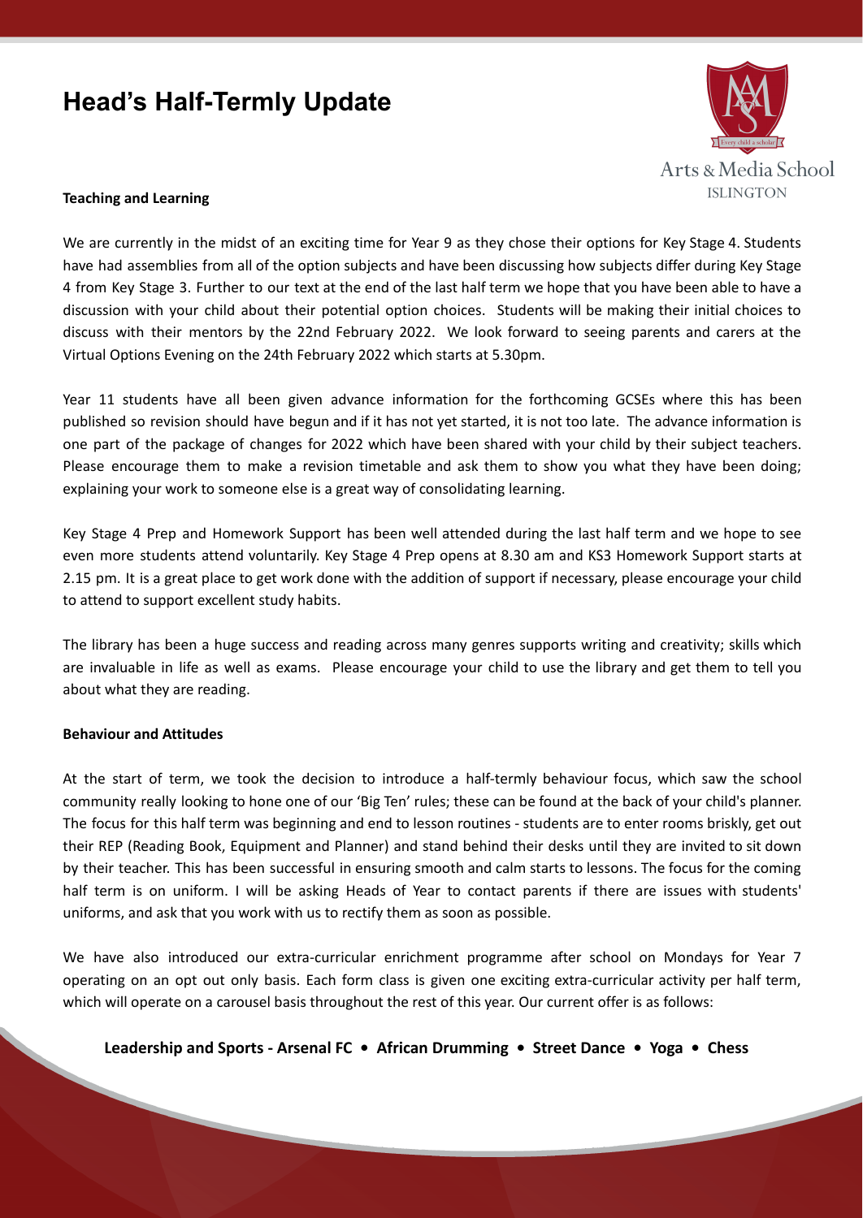# Head's Half-Termly Update

**Teaching and Learning**

We are currently in the midst of an exciting time for Year 9 as they chose their options for Key Stage 4. Students have had assemblies from all of the option subjects and have been discussing how subjects differ during Key Stage 4 from Key Stage 3. Further to our text at the end of the last half term we hope that you have been able to have a discussion with your child about their potential option choices. Students will be making their initial choices to discuss with their mentors by the 22nd February 2022. We look forward to seeing parents and carers at the Virtual Options Evening on the 24th February 2022 which starts at 5.30pm.

Year 11 students have all been given advance information for the forthcoming GCSEs where this has been published so revision should have begun and if it has not yet started, it is not too late. The advance information is one part of the package of changes for 2022 which have been shared with your child by their subject teachers. Please encourage them to make a revision timetable and ask them to show you what they have been doing; explaining your work to someone else is a great way of consolidating learning.

Key Stage 4 Prep and Homework Support has been well attended during the last half term and we hope to see even more students attend voluntarily. Key Stage 4 Prep opens at 8.30 am and KS3 Homework Support starts at 2.15 pm. It is a great place to get work done with the addition of support if necessary, please encourage your child to attend to support excellent study habits.

The library has been a huge success and reading across many genres supports writing and creativity; skills which are invaluable in life as well as exams. Please encourage your child to use the library and get them to tell you about what they are reading.

**Behaviour and Attitudes**

At the start of term, we took the decision to introduce a half-termly behaviour focus, which saw the school community really looking to hone one of our 'Big Ten' rules; these can be found at the back of your child's planner. The focus for this half term was beginning and end to lesson routines - students are to enter rooms briskly, get out their REP (Reading Book, Equipment and Planner) and stand behind their desks until they are invited to sit down by their teacher. This has been successful in ensuring smooth and calm starts to lessons. The focus for the coming half term is on uniform. I will be asking Heads of Year to contact parents if there are issues with students' uniforms, and ask that you work with us to rectify them as soon as possible.

We have also introduced our extra-curricular enrichment programme after school on Mondays for Year 7 operating on an opt out only basis. Each form class is given one exciting extra-curricular activity per half term, which will operate on a carousel basis throughout the rest of this year. Our current offer is as follows:

**Leadership and Sports - Arsenal FC • African Drumming • Street Dance • Yoga • Chess**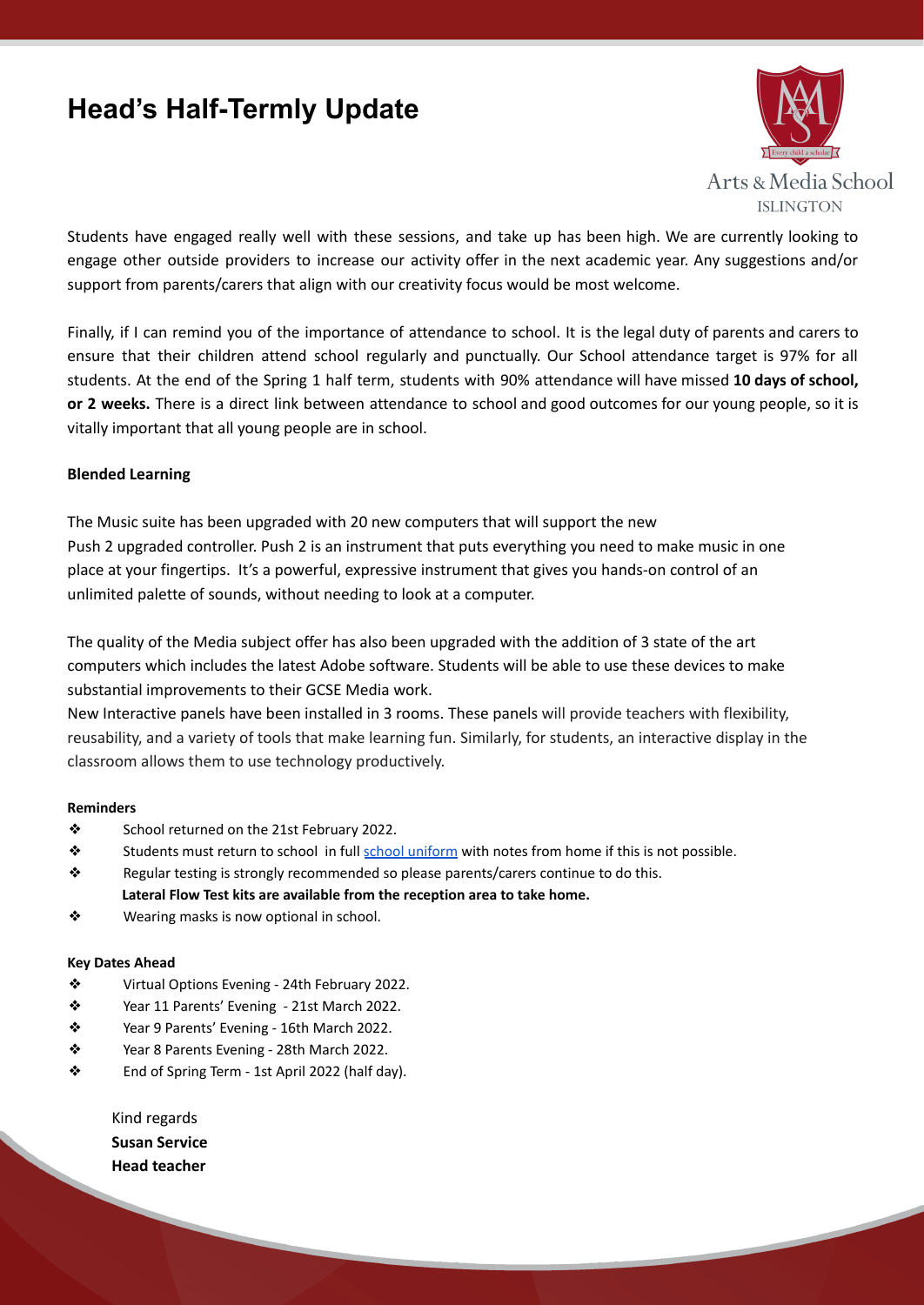# Head's Half-Termly Update

Students have engaged really well with these sessions, and take up has been high. We are currently looking to engage other outside providers to increase our activity offer in the next academic year. Any suggestions and/or support from parents/carers that align with our creativity focus would be most welcome.

Finally, if I can remind you of the importance of attendance to school. It is the legal duty of parents and carers to ensure that their children attend school regularly and punctually. Our School attendance target is 97% for all students. At the end of the Spring 1 half term, students with 90% attendance will have missed **10 days of school, or 2 weeks.** There is a direct link between attendance to school and good outcomes for our young people, so it is vitally important that all young people are in school.

**Blended Learning**

The Music suite has been upgraded with 20 new computers that will support the new Push 2 upgraded controller. Push 2 is an instrument that puts everything you need to make music in one place at your fingertips. It's a powerful, expressive instrument that gives you hands-on control of an unlimited palette of sounds, without needing to look at a computer.

The quality of the Media subject offer has also been upgraded with the addition of 3 state of the art computers which includes the latest Adobe software. Students will be able to use these devices to make substantial improvements to their GCSE Media work.

New Interactive panels have been installed in 3 rooms. These panels will provide teachers with flexibility, reusability, and a variety of tools that make learning fun. Similarly, for students, an interactive display in the classroom allows them to use technology productively.

**Reminders**

- School returned on the 21st February 2022.
- Students must return to school in full school uniform with notes from home if this is not possible.
- Regular testing is strongly recommended so please parents/carers continue to do this. **Lateral Flow Test kits are available from the reception area to take home.**
- Wearing masks is now optional in school.

**Key Dates Ahead**

- Virtual Options Evening - 24th February 2022.
- Year 11 Parents' Evening - 21st March 2022.
- Year 9 Parents' Evening - 16th March 2022.
- Year 8 Parents Evening - 28th March 2022.
- End of Spring Term - 1st April 2022 (half day).

Kind regards

**Susan Service**

**Head teacher**